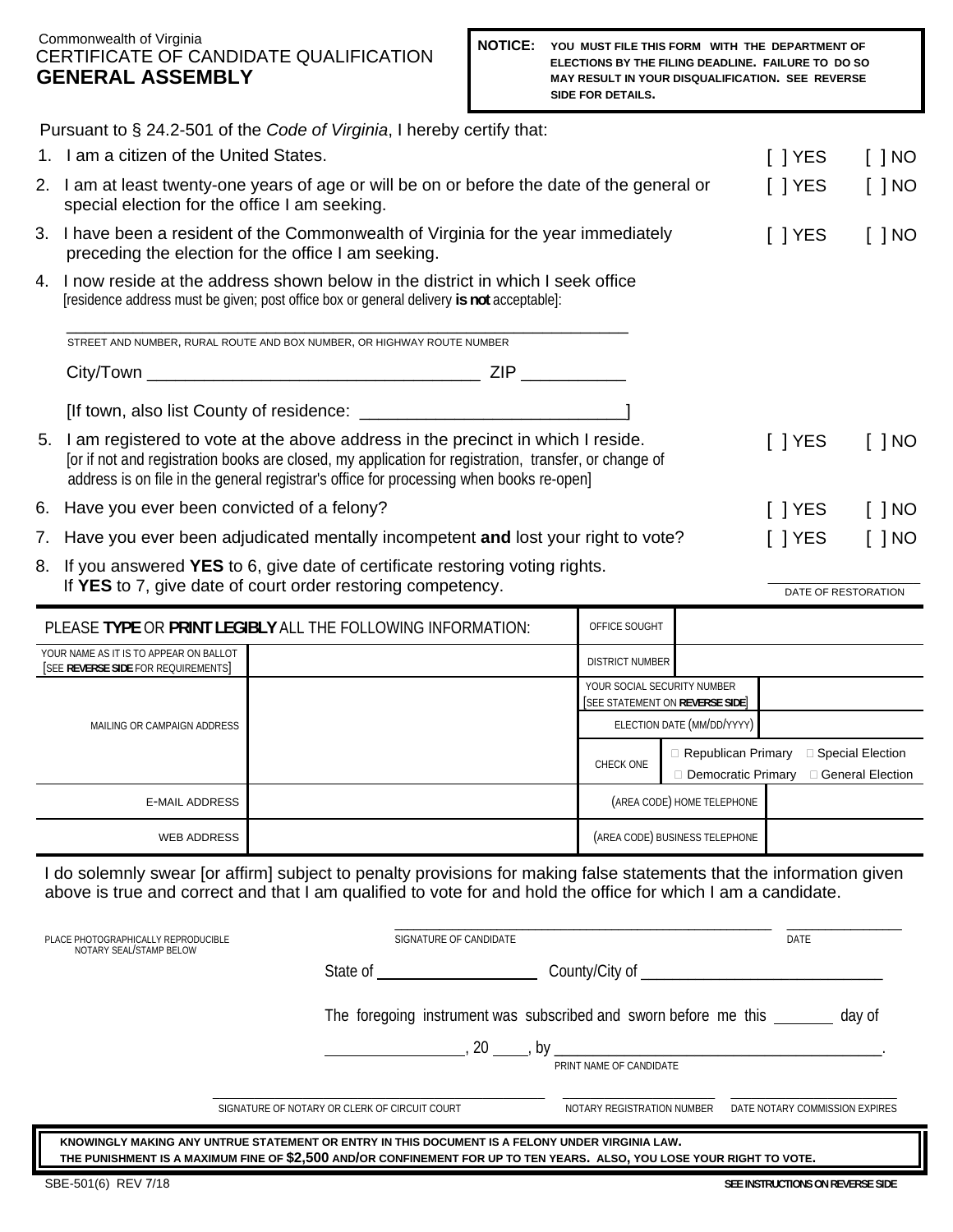Commonwealth of Virginia

CERTIFICATE OF CANDIDATE QUALIFICATION

# GENERAL ASSEMBLY

**NOTICE:** **YOU MUST FILE THIS FORM WITH THE DEPARTMENT OF ELECTIONS BY THE FILING DEADLINE. FAILURE TO DO SO MAY RESULT IN YOUR DISQUALIFICATION. SEE REVERSE SIDE FOR DETAILS.**

Pursuant to § 24.2-501 of the *Code of Virginia*, I hereby certify that:

1. I am a citizen of the United States. [ ] YES [ ] NO
2. I am at least twenty-one years of age or will be on or before the date of the general or special election for the office I am seeking. [ ] YES [ ] NO
3. I have been a resident of the Commonwealth of Virginia for the year immediately preceding the election for the office I am seeking. [ ] YES [ ] NO
4. I now reside at the address shown below in the district in which I seek office [residence address must be given; post office box or general delivery **is not** acceptable]:

   ___________________________________________
   STREET AND NUMBER, RURAL ROUTE AND BOX NUMBER, OR HIGHWAY ROUTE NUMBER

   City/Town ___________________________ ZIP __________

   [If town, also list County of residence: ______________________]
5. I am registered to vote at the above address in the precinct in which I reside. [ ] YES [ ] NO
   [or if not and registration books are closed, my application for registration, transfer, or change of address is on file in the general registrar's office for processing when books re-open]
6. Have you ever been convicted of a felony? [ ] YES [ ] NO
7. Have you ever been adjudicated mentally incompetent **and** lost your right to vote? [ ] YES [ ] NO
8. If you answered **YES** to 6, give date of certificate restoring voting rights.
   If **YES** to 7, give date of court order restoring competency. ______________ DATE OF RESTORATION

| PLEASE **TYPE** OR **PRINT LEGIBLY** ALL THE FOLLOWING INFORMATION: | | OFFICE SOUGHT | |
|---|---|---|---|
| YOUR NAME AS IT IS TO APPEAR ON BALLOT [SEE **REVERSE SIDE** FOR REQUIREMENTS] | | DISTRICT NUMBER | |
| MAILING OR CAMPAIGN ADDRESS | | YOUR SOCIAL SECURITY NUMBER [SEE STATEMENT ON **REVERSE SIDE**] | |
| | | ELECTION DATE (MM/DD/YYYY) | |
| | | CHECK ONE | ☐ Republican Primary ☐ Special Election ☐ Democratic Primary ☐ General Election |
| E-MAIL ADDRESS | | (AREA CODE) HOME TELEPHONE | |
| WEB ADDRESS | | (AREA CODE) BUSINESS TELEPHONE | |

I do solemnly swear [or affirm] subject to penalty provisions for making false statements that the information given above is true and correct and that I am qualified to vote for and hold the office for which I am a candidate.

______________________________ SIGNATURE OF CANDIDATE ______________ DATE

PLACE PHOTOGRAPHICALLY REPRODUCIBLE NOTARY SEAL/STAMP BELOW

State of ________________ County/City of ________________________

The foregoing instrument was subscribed and sworn before me this ______ day of ______________, 20 ____, by ________________________________.
PRINT NAME OF CANDIDATE

______________________________ SIGNATURE OF NOTARY OR CLERK OF CIRCUIT COURT ______________ NOTARY REGISTRATION NUMBER ______________ DATE NOTARY COMMISSION EXPIRES

**KNOWINGLY MAKING ANY UNTRUE STATEMENT OR ENTRY IN THIS DOCUMENT IS A FELONY UNDER VIRGINIA LAW. THE PUNISHMENT IS A MAXIMUM FINE OF $2,500 AND/OR CONFINEMENT FOR UP TO TEN YEARS. ALSO, YOU LOSE YOUR RIGHT TO VOTE.**

SBE-501(6) REV 7/18

**SEE INSTRUCTIONS ON REVERSE SIDE**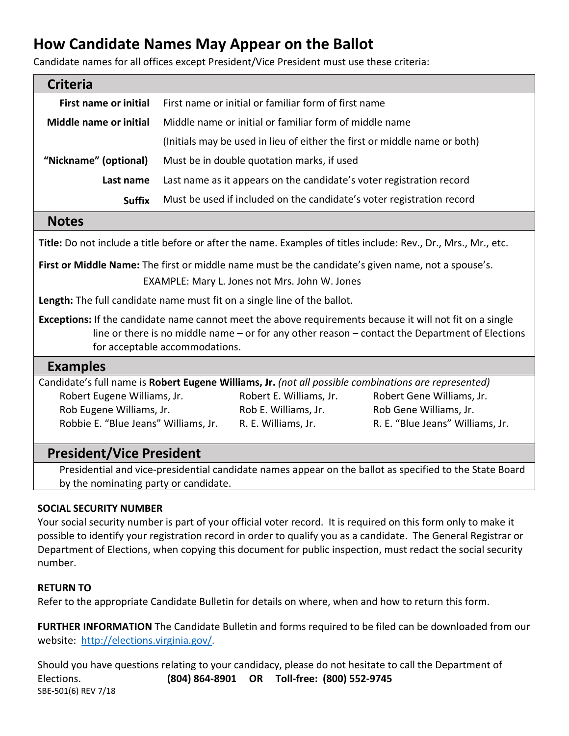# How Candidate Names May Appear on the Ballot

Candidate names for all offices except President/Vice President must use these criteria:

## Criteria

| | |
|---|---|
| **First name or initial** | First name or initial or familiar form of first name |
| **Middle name or initial** | Middle name or initial or familiar form of middle name |
| | (Initials may be used in lieu of either the first or middle name or both) |
| **"Nickname" (optional)** | Must be in double quotation marks, if used |
| **Last name** | Last name as it appears on the candidate's voter registration record |
| **Suffix** | Must be used if included on the candidate's voter registration record |

## Notes

**Title:** Do not include a title before or after the name. Examples of titles include: Rev., Dr., Mrs., Mr., etc.

**First or Middle Name:** The first or middle name must be the candidate's given name, not a spouse's.
EXAMPLE: Mary L. Jones not Mrs. John W. Jones

**Length:** The full candidate name must fit on a single line of the ballot.

**Exceptions:** If the candidate name cannot meet the above requirements because it will not fit on a single line or there is no middle name – or for any other reason – contact the Department of Elections for acceptable accommodations.

## Examples

Candidate's full name is **Robert Eugene Williams, Jr.** *(not all possible combinations are represented)*

| | | |
|---|---|---|
| Robert Eugene Williams, Jr. | Robert E. Williams, Jr. | Robert Gene Williams, Jr. |
| Rob Eugene Williams, Jr. | Rob E. Williams, Jr. | Rob Gene Williams, Jr. |
| Robbie E. "Blue Jeans" Williams, Jr. | R. E. Williams, Jr. | R. E. "Blue Jeans" Williams, Jr. |

## President/Vice President

Presidential and vice-presidential candidate names appear on the ballot as specified to the State Board by the nominating party or candidate.

**SOCIAL SECURITY NUMBER**

Your social security number is part of your official voter record. It is required on this form only to make it possible to identify your registration record in order to qualify you as a candidate. The General Registrar or Department of Elections, when copying this document for public inspection, must redact the social security number.

**RETURN TO**

Refer to the appropriate Candidate Bulletin for details on where, when and how to return this form.

**FURTHER INFORMATION** The Candidate Bulletin and forms required to be filed can be downloaded from our website: http://elections.virginia.gov/.

Should you have questions relating to your candidacy, please do not hesitate to call the Department of Elections. **(804) 864-8901 OR Toll-free: (800) 552-9745**

SBE-501(6) REV 7/18